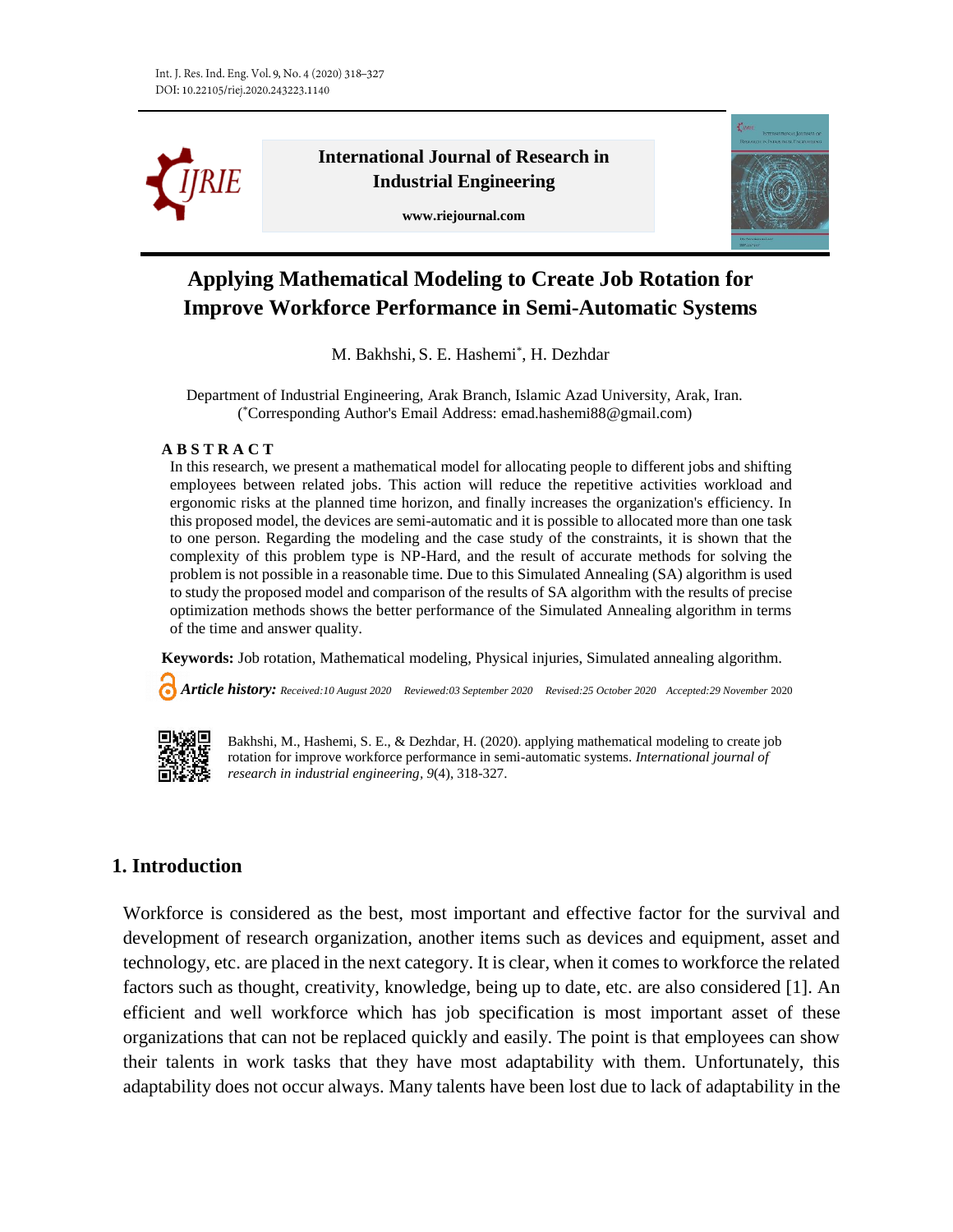**International Journal of Research in Industrial Engineering**

**www.riejournal.com**

# Applying Mathematical Modeling to Create Job Rotation for Improve Workforce Performance in Semi-Automatic Systems

M. Bakhshi, S. E. Hashemi*, H. Dezhdar

Department of Industrial Engineering, Arak Branch, Islamic Azad University, Arak, Iran.
(*Corresponding Author's Email Address: emad.hashemi88@gmail.com)

**A B S T R A C T**

In this research, we present a mathematical model for allocating people to different jobs and shifting employees between related jobs. This action will reduce the repetitive activities workload and ergonomic risks at the planned time horizon, and finally increases the organization's efficiency. In this proposed model, the devices are semi-automatic and it is possible to allocated more than one task to one person. Regarding the modeling and the case study of the constraints, it is shown that the complexity of this problem type is NP-Hard, and the result of accurate methods for solving the problem is not possible in a reasonable time. Due to this Simulated Annealing (SA) algorithm is used to study the proposed model and comparison of the results of SA algorithm with the results of precise optimization methods shows the better performance of the Simulated Annealing algorithm in terms of the time and answer quality.

**Keywords:** Job rotation, Mathematical modeling, Physical injuries, Simulated annealing algorithm.

***Article history:*** *Received:10 August 2020 Reviewed:03 September 2020 Revised:25 October 2020 Accepted:29 November* 2020

Bakhshi, M., Hashemi, S. E., & Dezhdar, H. (2020). applying mathematical modeling to create job rotation for improve workforce performance in semi-automatic systems. *International journal of research in industrial engineering*, *9*(4), 318-327.

## 1. Introduction

Workforce is considered as the best, most important and effective factor for the survival and development of research organization, another items such as devices and equipment, asset and technology, etc. are placed in the next category. It is clear, when it comes to workforce the related factors such as thought, creativity, knowledge, being up to date, etc. are also considered [1]. An efficient and well workforce which has job specification is most important asset of these organizations that can not be replaced quickly and easily. The point is that employees can show their talents in work tasks that they have most adaptability with them. Unfortunately, this adaptability does not occur always. Many talents have been lost due to lack of adaptability in the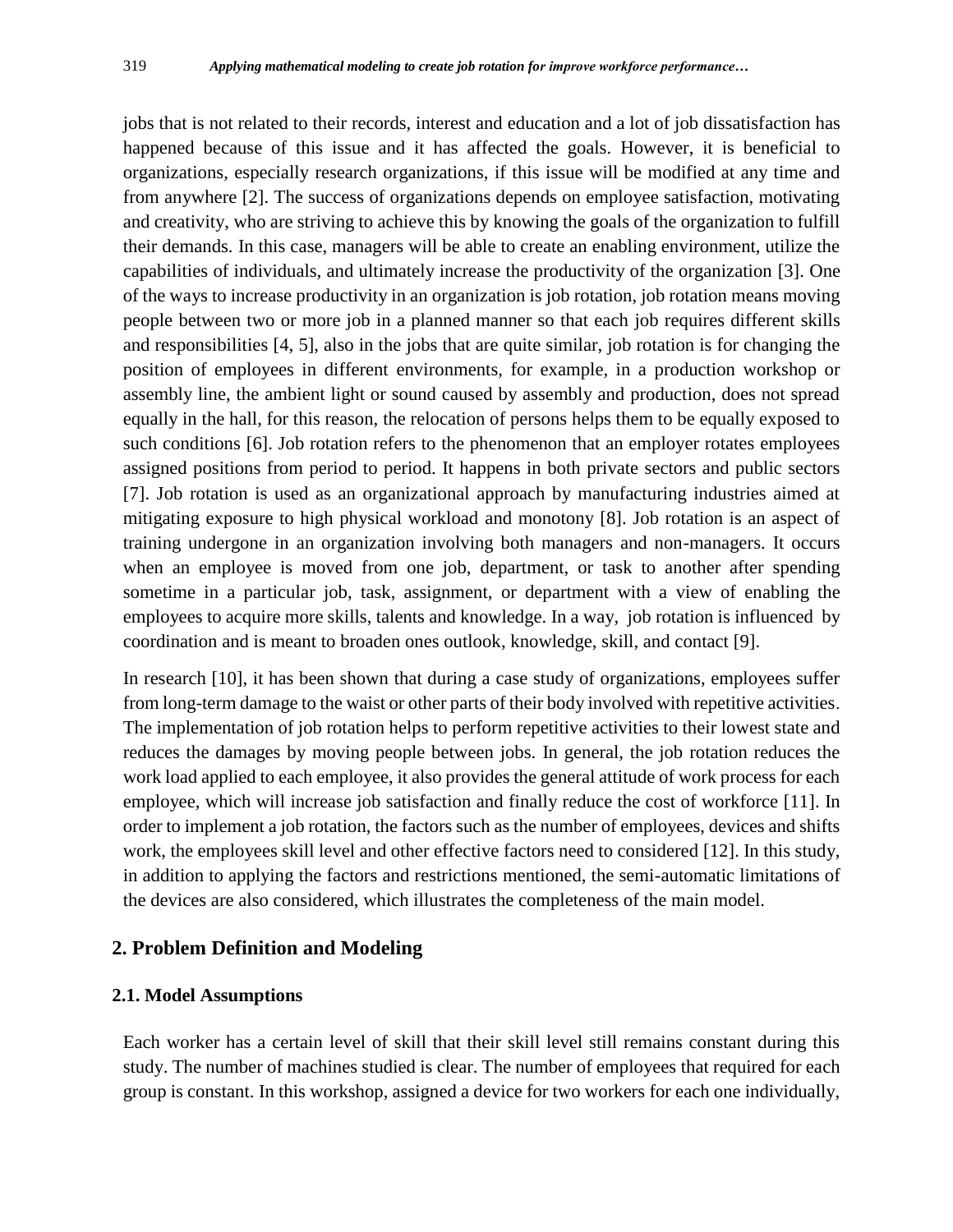jobs that is not related to their records, interest and education and a lot of job dissatisfaction has happened because of this issue and it has affected the goals. However, it is beneficial to organizations, especially research organizations, if this issue will be modified at any time and from anywhere [2]. The success of organizations depends on employee satisfaction, motivating and creativity, who are striving to achieve this by knowing the goals of the organization to fulfill their demands. In this case, managers will be able to create an enabling environment, utilize the capabilities of individuals, and ultimately increase the productivity of the organization [3]. One of the ways to increase productivity in an organization is job rotation, job rotation means moving people between two or more job in a planned manner so that each job requires different skills and responsibilities [4, 5], also in the jobs that are quite similar, job rotation is for changing the position of employees in different environments, for example, in a production workshop or assembly line, the ambient light or sound caused by assembly and production, does not spread equally in the hall, for this reason, the relocation of persons helps them to be equally exposed to such conditions [6]. Job rotation refers to the phenomenon that an employer rotates employees assigned positions from period to period. It happens in both private sectors and public sectors [7]. Job rotation is used as an organizational approach by manufacturing industries aimed at mitigating exposure to high physical workload and monotony [8]. Job rotation is an aspect of training undergone in an organization involving both managers and non-managers. It occurs when an employee is moved from one job, department, or task to another after spending sometime in a particular job, task, assignment, or department with a view of enabling the employees to acquire more skills, talents and knowledge. In a way, job rotation is influenced by coordination and is meant to broaden ones outlook, knowledge, skill, and contact [9].

In research [10], it has been shown that during a case study of organizations, employees suffer from long-term damage to the waist or other parts of their body involved with repetitive activities. The implementation of job rotation helps to perform repetitive activities to their lowest state and reduces the damages by moving people between jobs. In general, the job rotation reduces the work load applied to each employee, it also provides the general attitude of work process for each employee, which will increase job satisfaction and finally reduce the cost of workforce [11]. In order to implement a job rotation, the factors such as the number of employees, devices and shifts work, the employees skill level and other effective factors need to considered [12]. In this study, in addition to applying the factors and restrictions mentioned, the semi-automatic limitations of the devices are also considered, which illustrates the completeness of the main model.

## 2. Problem Definition and Modeling

### 2.1. Model Assumptions

Each worker has a certain level of skill that their skill level still remains constant during this study. The number of machines studied is clear. The number of employees that required for each group is constant. In this workshop, assigned a device for two workers for each one individually,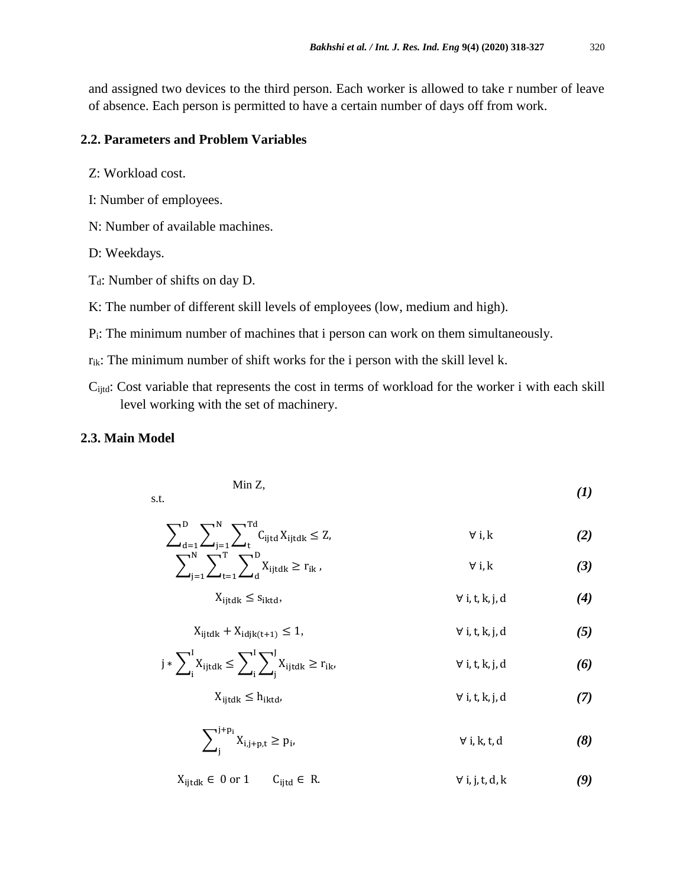and assigned two devices to the third person. Each worker is allowed to take r number of leave of absence. Each person is permitted to have a certain number of days off from work.

## 2.2. Parameters and Problem Variables

Z: Workload cost.

I: Number of employees.

N: Number of available machines.

D: Weekdays.

$T_d$: Number of shifts on day D.

K: The number of different skill levels of employees (low, medium and high).

$P_i$: The minimum number of machines that i person can work on them simultaneously.

$r_{ik}$: The minimum number of shift works for the i person with the skill level k.

$C_{ijtd}$: Cost variable that represents the cost in terms of workload for the worker i with each skill level working with the set of machinery.

## 2.3. Main Model

$$\text{Min } Z, \tag{1}$$

s.t.

$$\sum_{d=1}^{D}\sum_{j=1}^{N}\sum_{t}^{Td} C_{ijtd} X_{ijtdk} \leq Z, \qquad \forall\, i, k \tag{2}$$

$$\sum_{j=1}^{N}\sum_{t=1}^{T}\sum_{d}^{D} X_{ijtdk} \geq r_{ik}, \qquad \forall\, i, k \tag{3}$$

$$X_{ijtdk} \leq s_{iktd}, \qquad \forall\, i, t, k, j, d \tag{4}$$

$$X_{ijtdk} + X_{idjk(t+1)} \leq 1, \qquad \forall\, i, t, k, j, d \tag{5}$$

$$j * \sum_{i}^{I} X_{ijtdk} \leq \sum_{i}^{I}\sum_{j}^{J} X_{ijtdk} \geq r_{ik}, \qquad \forall\, i, t, k, j, d \tag{6}$$

$$X_{ijtdk} \leq h_{iktd}, \qquad \forall\, i, t, k, j, d \tag{7}$$

$$\sum_{j}^{j+p_i} X_{i,j+p,t} \geq p_i, \qquad \forall\, i, k, t, d \tag{8}$$

$$X_{ijtdk} \in 0 \text{ or } 1 \qquad C_{ijtd} \in \mathrm{R}. \qquad \forall\, i, j, t, d, k \tag{9}$$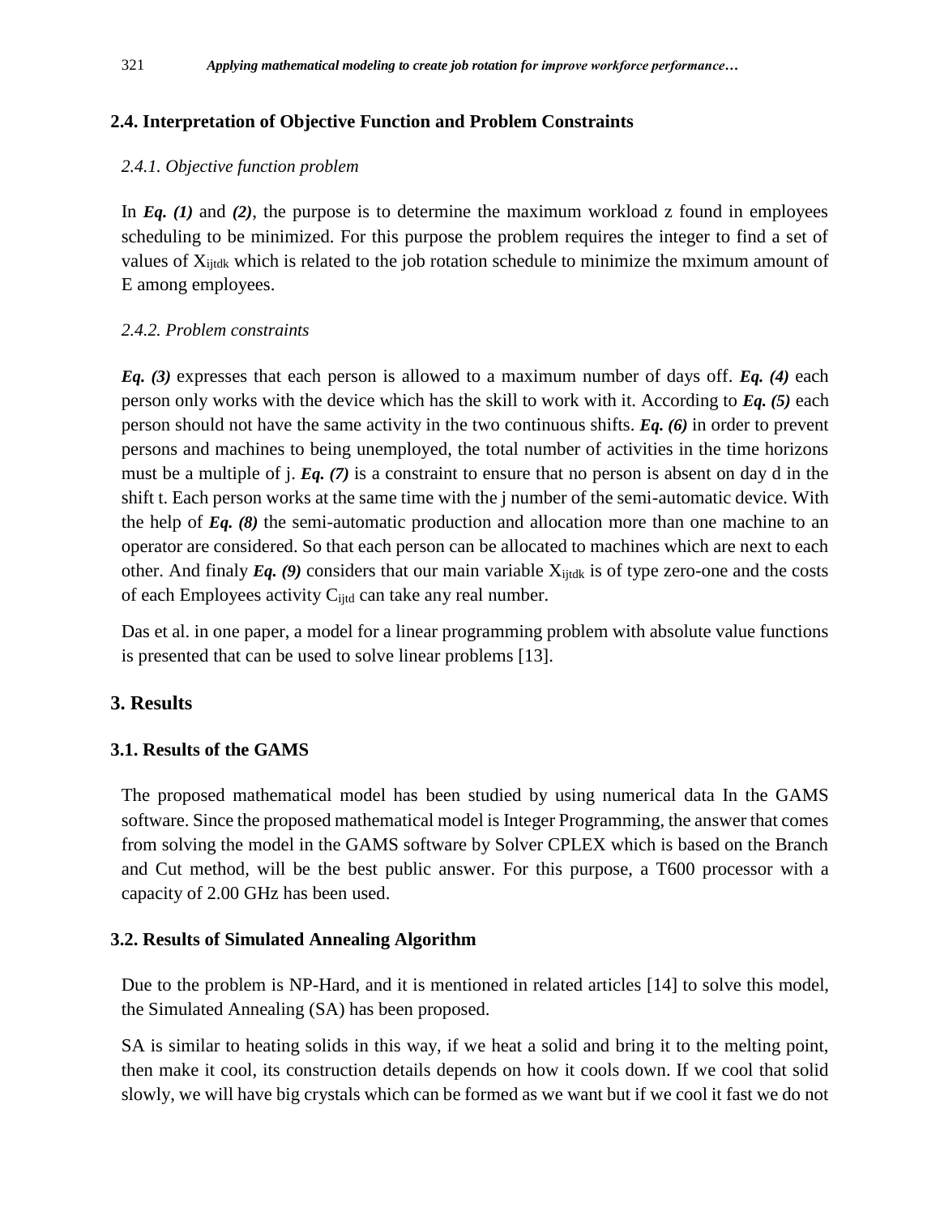### 2.4. Interpretation of Objective Function and Problem Constraints

#### *2.4.1. Objective function problem*

In ***Eq. (1)*** and ***(2)***, the purpose is to determine the maximum workload z found in employees scheduling to be minimized. For this purpose the problem requires the integer to find a set of values of $X_{ijtdk}$ which is related to the job rotation schedule to minimize the mximum amount of E among employees.

#### *2.4.2. Problem constraints*

***Eq. (3)*** expresses that each person is allowed to a maximum number of days off. ***Eq. (4)*** each person only works with the device which has the skill to work with it. According to ***Eq. (5)*** each person should not have the same activity in the two continuous shifts. ***Eq. (6)*** in order to prevent persons and machines to being unemployed, the total number of activities in the time horizons must be a multiple of j. ***Eq. (7)*** is a constraint to ensure that no person is absent on day d in the shift t. Each person works at the same time with the j number of the semi-automatic device. With the help of ***Eq. (8)*** the semi-automatic production and allocation more than one machine to an operator are considered. So that each person can be allocated to machines which are next to each other. And finaly ***Eq. (9)*** considers that our main variable $X_{ijtdk}$ is of type zero-one and the costs of each Employees activity $C_{ijtd}$ can take any real number.

Das et al. in one paper, a model for a linear programming problem with absolute value functions is presented that can be used to solve linear problems [13].

## 3. Results

### 3.1. Results of the GAMS

The proposed mathematical model has been studied by using numerical data In the GAMS software. Since the proposed mathematical model is Integer Programming, the answer that comes from solving the model in the GAMS software by Solver CPLEX which is based on the Branch and Cut method, will be the best public answer. For this purpose, a T600 processor with a capacity of 2.00 GHz has been used.

### 3.2. Results of Simulated Annealing Algorithm

Due to the problem is NP-Hard, and it is mentioned in related articles [14] to solve this model, the Simulated Annealing (SA) has been proposed.

SA is similar to heating solids in this way, if we heat a solid and bring it to the melting point, then make it cool, its construction details depends on how it cools down. If we cool that solid slowly, we will have big crystals which can be formed as we want but if we cool it fast we do not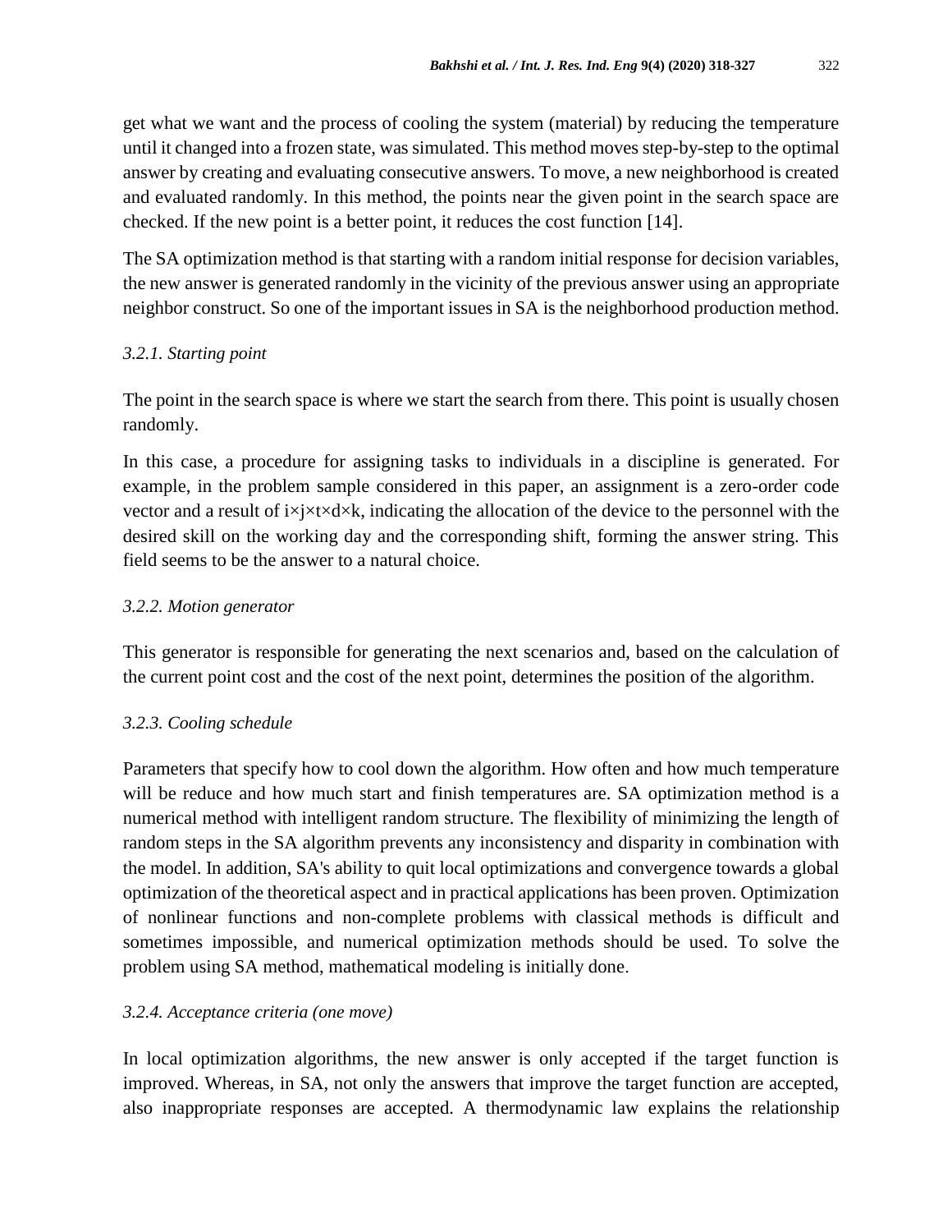get what we want and the process of cooling the system (material) by reducing the temperature until it changed into a frozen state, was simulated. This method moves step-by-step to the optimal answer by creating and evaluating consecutive answers. To move, a new neighborhood is created and evaluated randomly. In this method, the points near the given point in the search space are checked. If the new point is a better point, it reduces the cost function [14].

The SA optimization method is that starting with a random initial response for decision variables, the new answer is generated randomly in the vicinity of the previous answer using an appropriate neighbor construct. So one of the important issues in SA is the neighborhood production method.

### *3.2.1. Starting point*

The point in the search space is where we start the search from there. This point is usually chosen randomly.

In this case, a procedure for assigning tasks to individuals in a discipline is generated. For example, in the problem sample considered in this paper, an assignment is a zero-order code vector and a result of $i \times j \times t \times d \times k$, indicating the allocation of the device to the personnel with the desired skill on the working day and the corresponding shift, forming the answer string. This field seems to be the answer to a natural choice.

### *3.2.2. Motion generator*

This generator is responsible for generating the next scenarios and, based on the calculation of the current point cost and the cost of the next point, determines the position of the algorithm.

### *3.2.3. Cooling schedule*

Parameters that specify how to cool down the algorithm. How often and how much temperature will be reduce and how much start and finish temperatures are. SA optimization method is a numerical method with intelligent random structure. The flexibility of minimizing the length of random steps in the SA algorithm prevents any inconsistency and disparity in combination with the model. In addition, SA's ability to quit local optimizations and convergence towards a global optimization of the theoretical aspect and in practical applications has been proven. Optimization of nonlinear functions and non-complete problems with classical methods is difficult and sometimes impossible, and numerical optimization methods should be used. To solve the problem using SA method, mathematical modeling is initially done.

### *3.2.4. Acceptance criteria (one move)*

In local optimization algorithms, the new answer is only accepted if the target function is improved. Whereas, in SA, not only the answers that improve the target function are accepted, also inappropriate responses are accepted. A thermodynamic law explains the relationship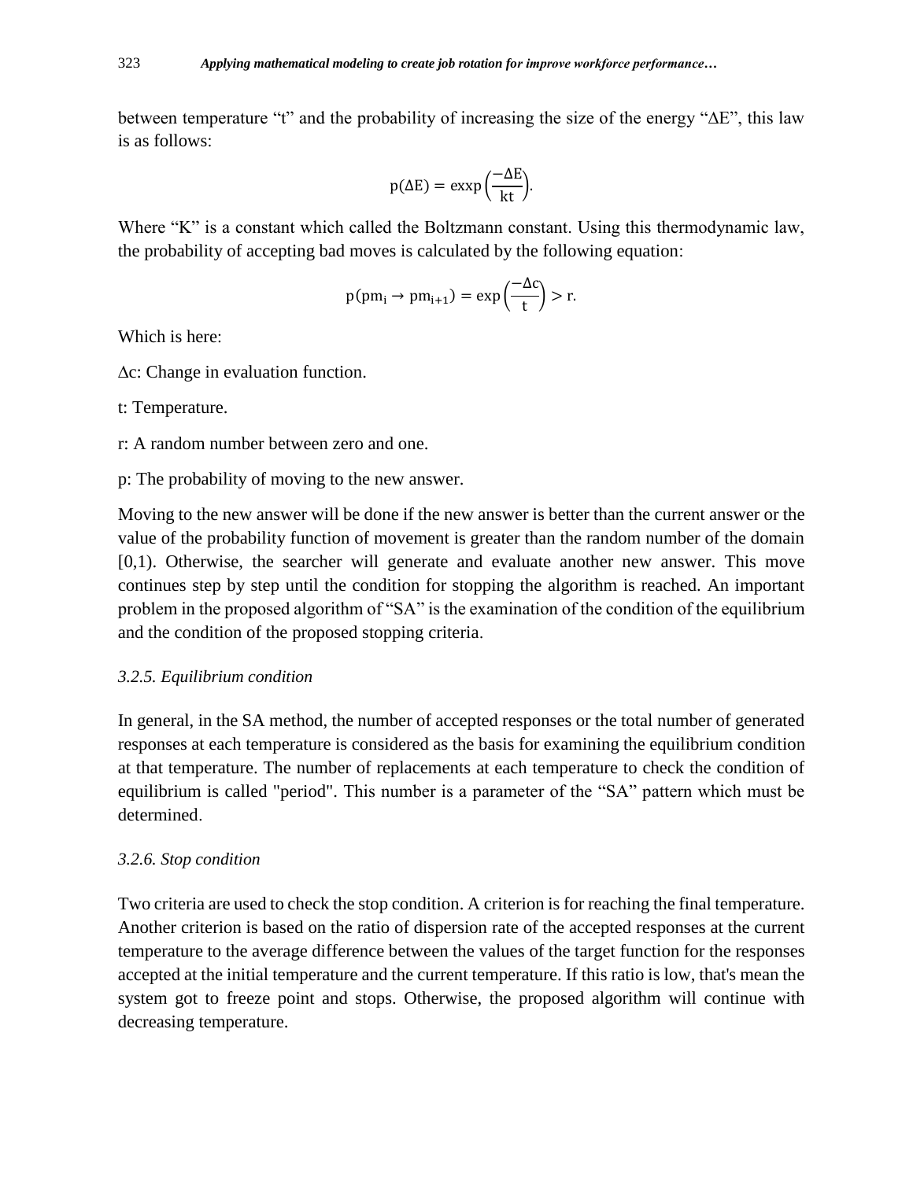between temperature “t” and the probability of increasing the size of the energy “ΔE”, this law is as follows:

$$\mathrm{p}(\Delta \mathrm{E}) = \mathrm{exxp}\left(\frac{-\Delta \mathrm{E}}{\mathrm{kt}}\right).$$

Where “K” is a constant which called the Boltzmann constant. Using this thermodynamic law, the probability of accepting bad moves is calculated by the following equation:

$$\mathrm{p}(\mathrm{pm_i} \rightarrow \mathrm{pm_{i+1}}) = \exp\left(\frac{-\Delta \mathrm{c}}{\mathrm{t}}\right) > \mathrm{r}.$$

Which is here:

Δc: Change in evaluation function.

t: Temperature.

r: A random number between zero and one.

p: The probability of moving to the new answer.

Moving to the new answer will be done if the new answer is better than the current answer or the value of the probability function of movement is greater than the random number of the domain [0,1). Otherwise, the searcher will generate and evaluate another new answer. This move continues step by step until the condition for stopping the algorithm is reached. An important problem in the proposed algorithm of “SA” is the examination of the condition of the equilibrium and the condition of the proposed stopping criteria.

### *3.2.5. Equilibrium condition*

In general, in the SA method, the number of accepted responses or the total number of generated responses at each temperature is considered as the basis for examining the equilibrium condition at that temperature. The number of replacements at each temperature to check the condition of equilibrium is called "period". This number is a parameter of the “SA” pattern which must be determined.

### *3.2.6. Stop condition*

Two criteria are used to check the stop condition. A criterion is for reaching the final temperature. Another criterion is based on the ratio of dispersion rate of the accepted responses at the current temperature to the average difference between the values of the target function for the responses accepted at the initial temperature and the current temperature. If this ratio is low, that's mean the system got to freeze point and stops. Otherwise, the proposed algorithm will continue with decreasing temperature.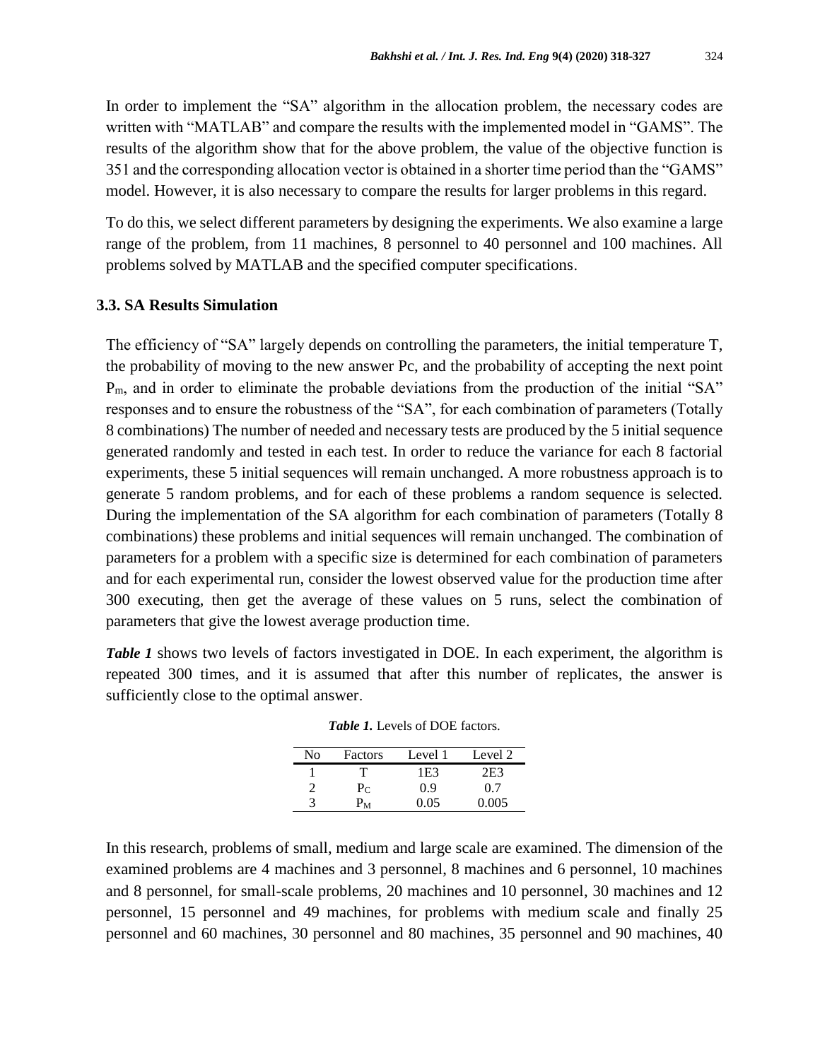In order to implement the "SA" algorithm in the allocation problem, the necessary codes are written with "MATLAB" and compare the results with the implemented model in "GAMS". The results of the algorithm show that for the above problem, the value of the objective function is 351 and the corresponding allocation vector is obtained in a shorter time period than the "GAMS" model. However, it is also necessary to compare the results for larger problems in this regard.

To do this, we select different parameters by designing the experiments. We also examine a large range of the problem, from 11 machines, 8 personnel to 40 personnel and 100 machines. All problems solved by MATLAB and the specified computer specifications.

### 3.3. SA Results Simulation

The efficiency of "SA" largely depends on controlling the parameters, the initial temperature T, the probability of moving to the new answer Pc, and the probability of accepting the next point $P_m$, and in order to eliminate the probable deviations from the production of the initial "SA" responses and to ensure the robustness of the "SA", for each combination of parameters (Totally 8 combinations) The number of needed and necessary tests are produced by the 5 initial sequence generated randomly and tested in each test. In order to reduce the variance for each 8 factorial experiments, these 5 initial sequences will remain unchanged. A more robustness approach is to generate 5 random problems, and for each of these problems a random sequence is selected. During the implementation of the SA algorithm for each combination of parameters (Totally 8 combinations) these problems and initial sequences will remain unchanged. The combination of parameters for a problem with a specific size is determined for each combination of parameters and for each experimental run, consider the lowest observed value for the production time after 300 executing, then get the average of these values on 5 runs, select the combination of parameters that give the lowest average production time.

***Table 1*** shows two levels of factors investigated in DOE. In each experiment, the algorithm is repeated 300 times, and it is assumed that after this number of replicates, the answer is sufficiently close to the optimal answer.

***Table 1.*** Levels of DOE factors.

| No | Factors | Level 1 | Level 2 |
|---|---|---|---|
| 1 | T | 1E3 | 2E3 |
| 2 | $P_C$ | 0.9 | 0.7 |
| 3 | $P_M$ | 0.05 | 0.005 |

In this research, problems of small, medium and large scale are examined. The dimension of the examined problems are 4 machines and 3 personnel, 8 machines and 6 personnel, 10 machines and 8 personnel, for small-scale problems, 20 machines and 10 personnel, 30 machines and 12 personnel, 15 personnel and 49 machines, for problems with medium scale and finally 25 personnel and 60 machines, 30 personnel and 80 machines, 35 personnel and 90 machines, 40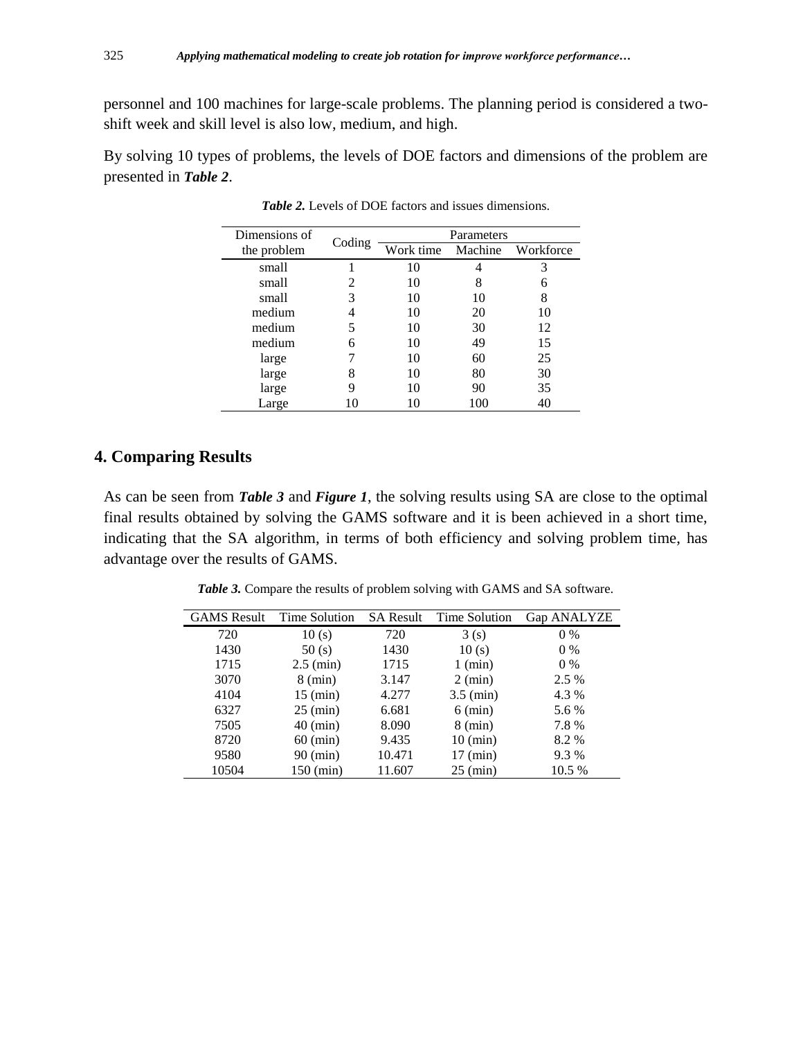personnel and 100 machines for large-scale problems. The planning period is considered a two-shift week and skill level is also low, medium, and high.

By solving 10 types of problems, the levels of DOE factors and dimensions of the problem are presented in ***Table 2***.

***Table 2.*** Levels of DOE factors and issues dimensions.

| Dimensions of the problem | Coding | Parameters | | |
|---|---|---|---|---|
| | | Work time | Machine | Workforce |
| small | 1 | 10 | 4 | 3 |
| small | 2 | 10 | 8 | 6 |
| small | 3 | 10 | 10 | 8 |
| medium | 4 | 10 | 20 | 10 |
| medium | 5 | 10 | 30 | 12 |
| medium | 6 | 10 | 49 | 15 |
| large | 7 | 10 | 60 | 25 |
| large | 8 | 10 | 80 | 30 |
| large | 9 | 10 | 90 | 35 |
| Large | 10 | 10 | 100 | 40 |

## 4. Comparing Results

As can be seen from ***Table 3*** and ***Figure 1***, the solving results using SA are close to the optimal final results obtained by solving the GAMS software and it is been achieved in a short time, indicating that the SA algorithm, in terms of both efficiency and solving problem time, has advantage over the results of GAMS.

***Table 3.*** Compare the results of problem solving with GAMS and SA software.

| GAMS Result | Time Solution | SA Result | Time Solution | Gap ANALYZE |
|---|---|---|---|---|
| 720 | 10 (s) | 720 | 3 (s) | 0 % |
| 1430 | 50 (s) | 1430 | 10 (s) | 0 % |
| 1715 | 2.5 (min) | 1715 | 1 (min) | 0 % |
| 3070 | 8 (min) | 3.147 | 2 (min) | 2.5 % |
| 4104 | 15 (min) | 4.277 | 3.5 (min) | 4.3 % |
| 6327 | 25 (min) | 6.681 | 6 (min) | 5.6 % |
| 7505 | 40 (min) | 8.090 | 8 (min) | 7.8 % |
| 8720 | 60 (min) | 9.435 | 10 (min) | 8.2 % |
| 9580 | 90 (min) | 10.471 | 17 (min) | 9.3 % |
| 10504 | 150 (min) | 11.607 | 25 (min) | 10.5 % |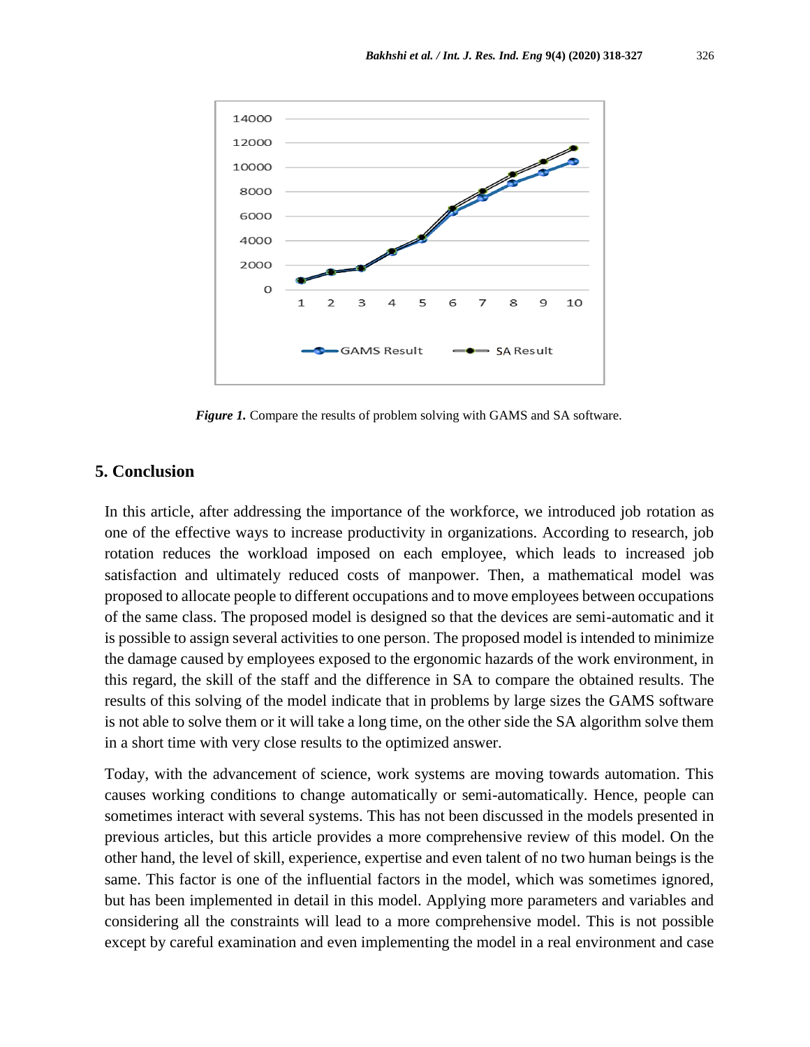Figure 1. Compare the results of problem solving with GAMS and SA software.

## 5. Conclusion

In this article, after addressing the importance of the workforce, we introduced job rotation as one of the effective ways to increase productivity in organizations. According to research, job rotation reduces the workload imposed on each employee, which leads to increased job satisfaction and ultimately reduced costs of manpower. Then, a mathematical model was proposed to allocate people to different occupations and to move employees between occupations of the same class. The proposed model is designed so that the devices are semi-automatic and it is possible to assign several activities to one person. The proposed model is intended to minimize the damage caused by employees exposed to the ergonomic hazards of the work environment, in this regard, the skill of the staff and the difference in SA to compare the obtained results. The results of this solving of the model indicate that in problems by large sizes the GAMS software is not able to solve them or it will take a long time, on the other side the SA algorithm solve them in a short time with very close results to the optimized answer.

Today, with the advancement of science, work systems are moving towards automation. This causes working conditions to change automatically or semi-automatically. Hence, people can sometimes interact with several systems. This has not been discussed in the models presented in previous articles, but this article provides a more comprehensive review of this model. On the other hand, the level of skill, experience, expertise and even talent of no two human beings is the same. This factor is one of the influential factors in the model, which was sometimes ignored, but has been implemented in detail in this model. Applying more parameters and variables and considering all the constraints will lead to a more comprehensive model. This is not possible except by careful examination and even implementing the model in a real environment and case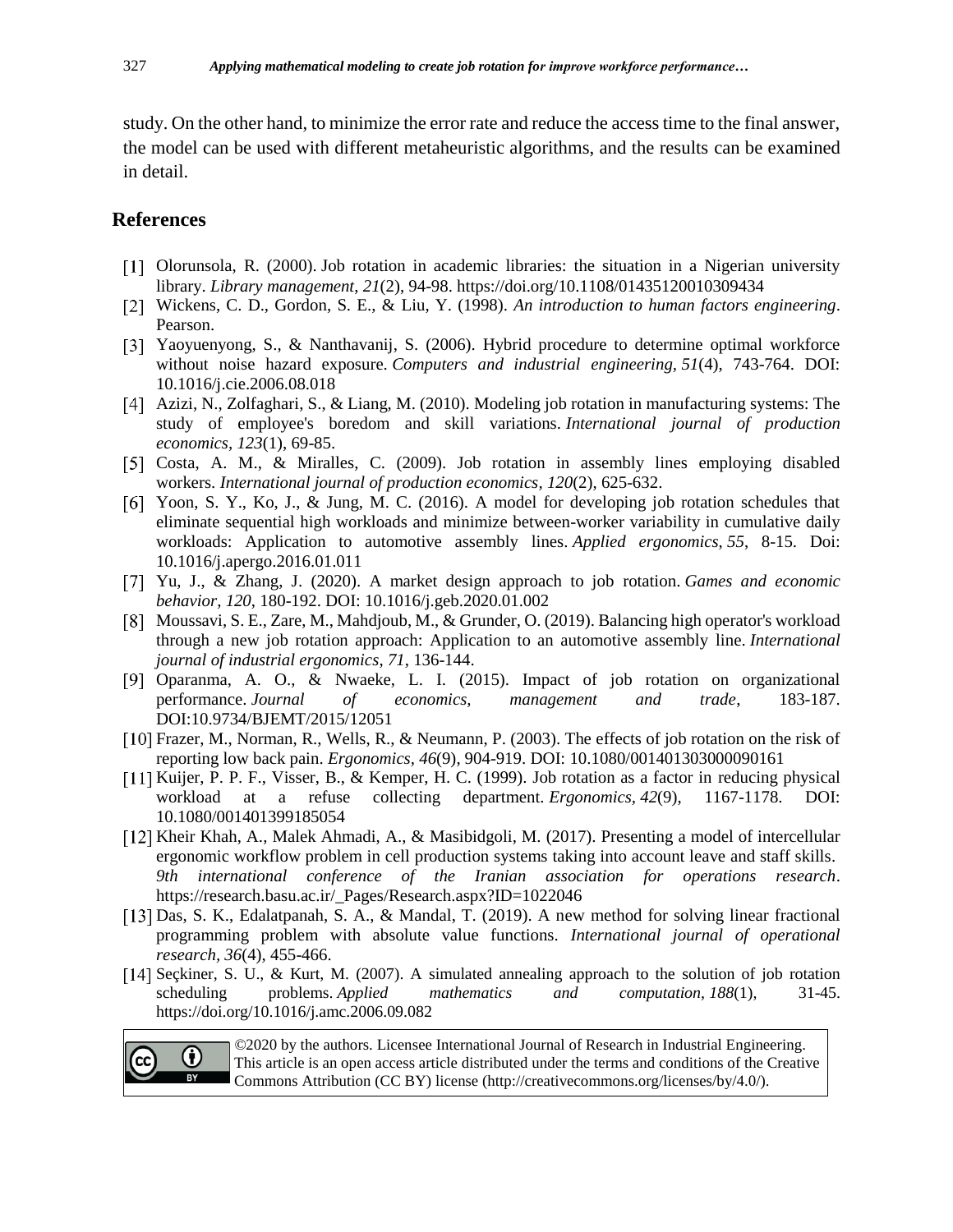study. On the other hand, to minimize the error rate and reduce the access time to the final answer, the model can be used with different metaheuristic algorithms, and the results can be examined in detail.

## References

[1] Olorunsola, R. (2000). Job rotation in academic libraries: the situation in a Nigerian university library. *Library management*, *21*(2), 94-98. https://doi.org/10.1108/01435120010309434

[2] Wickens, C. D., Gordon, S. E., & Liu, Y. (1998). *An introduction to human factors engineering*. Pearson.

[3] Yaoyuenyong, S., & Nanthavanij, S. (2006). Hybrid procedure to determine optimal workforce without noise hazard exposure. *Computers and industrial engineering*, *51*(4), 743-764. DOI: 10.1016/j.cie.2006.08.018

[4] Azizi, N., Zolfaghari, S., & Liang, M. (2010). Modeling job rotation in manufacturing systems: The study of employee's boredom and skill variations. *International journal of production economics*, *123*(1), 69-85.

[5] Costa, A. M., & Miralles, C. (2009). Job rotation in assembly lines employing disabled workers. *International journal of production economics*, *120*(2), 625-632.

[6] Yoon, S. Y., Ko, J., & Jung, M. C. (2016). A model for developing job rotation schedules that eliminate sequential high workloads and minimize between-worker variability in cumulative daily workloads: Application to automotive assembly lines. *Applied ergonomics*, *55*, 8-15. Doi: 10.1016/j.apergo.2016.01.011

[7] Yu, J., & Zhang, J. (2020). A market design approach to job rotation. *Games and economic behavior*, *120*, 180-192. DOI: 10.1016/j.geb.2020.01.002

[8] Moussavi, S. E., Zare, M., Mahdjoub, M., & Grunder, O. (2019). Balancing high operator's workload through a new job rotation approach: Application to an automotive assembly line. *International journal of industrial ergonomics*, *71*, 136-144.

[9] Oparanma, A. O., & Nwaeke, L. I. (2015). Impact of job rotation on organizational performance. *Journal of economics, management and trade*, 183-187. DOI:10.9734/BJEMT/2015/12051

[10] Frazer, M., Norman, R., Wells, R., & Neumann, P. (2003). The effects of job rotation on the risk of reporting low back pain. *Ergonomics*, *46*(9), 904-919. DOI: 10.1080/001401303000090161

[11] Kuijer, P. P. F., Visser, B., & Kemper, H. C. (1999). Job rotation as a factor in reducing physical workload at a refuse collecting department. *Ergonomics*, *42*(9), 1167-1178. DOI: 10.1080/001401399185054

[12] Kheir Khah, A., Malek Ahmadi, A., & Masibidgoli, M. (2017). Presenting a model of intercellular ergonomic workflow problem in cell production systems taking into account leave and staff skills. *9th international conference of the Iranian association for operations research*. https://research.basu.ac.ir/_Pages/Research.aspx?ID=1022046

[13] Das, S. K., Edalatpanah, S. A., & Mandal, T. (2019). A new method for solving linear fractional programming problem with absolute value functions. *International journal of operational research*, *36*(4), 455-466.

[14] Seçkiner, S. U., & Kurt, M. (2007). A simulated annealing approach to the solution of job rotation scheduling problems. *Applied mathematics and computation*, *188*(1), 31-45. https://doi.org/10.1016/j.amc.2006.09.082

©2020 by the authors. Licensee International Journal of Research in Industrial Engineering. This article is an open access article distributed under the terms and conditions of the Creative Commons Attribution (CC BY) license (http://creativecommons.org/licenses/by/4.0/).